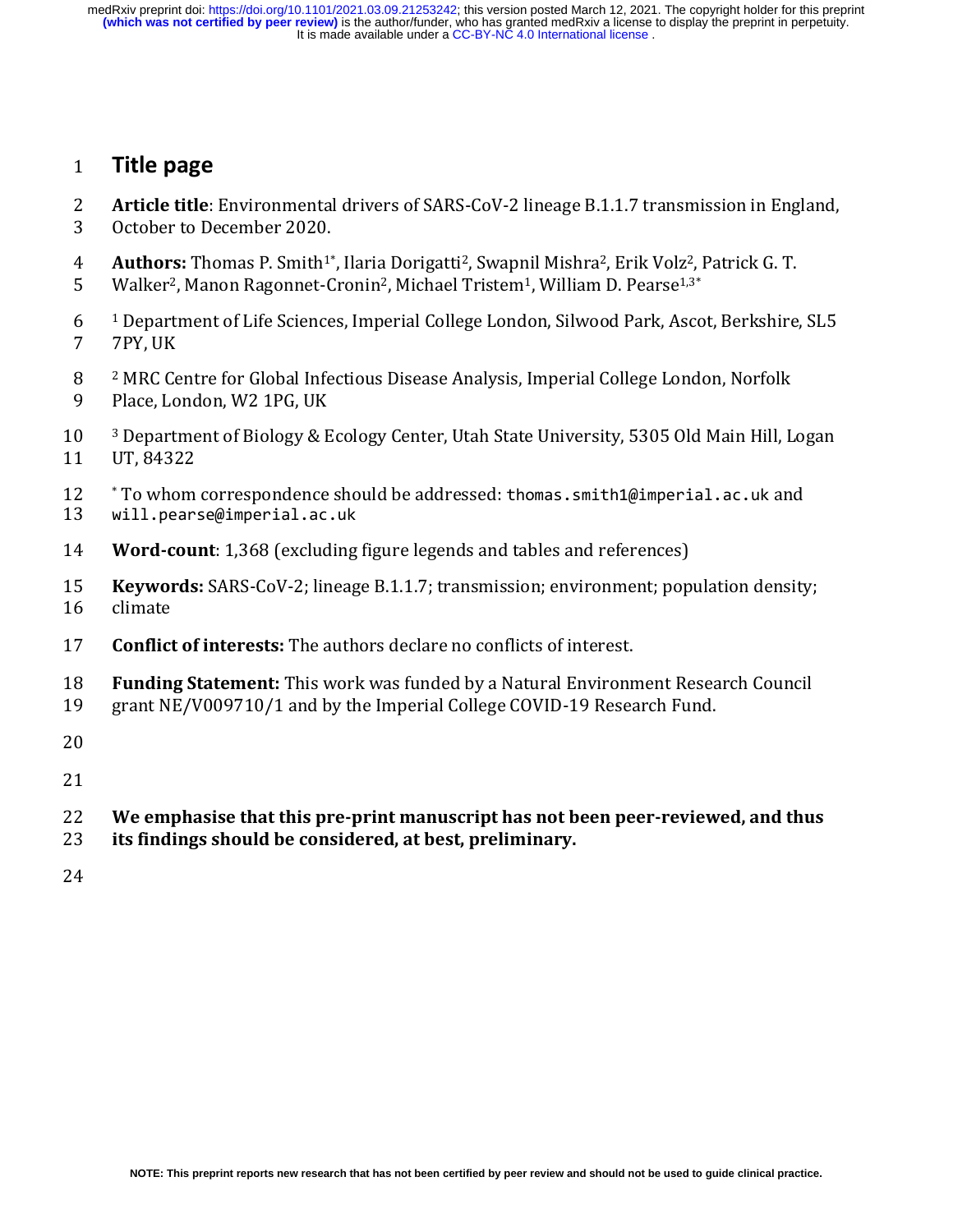# Title page

**Article title**: Environmental drivers of SARS-CoV-2 lineage B.1.1.7 transmission in England, October to December 2020.

**Authors:** Thomas P. Smith[1*], Ilaria Dorigatti[2], Swapnil Mishra[2], Erik Volz[2], Patrick G. T. Walker[2], Manon Ragonnet-Cronin[2], Michael Tristem[1], William D. Pearse[1,3*]

[1] Department of Life Sciences, Imperial College London, Silwood Park, Ascot, Berkshire, SL5 7PY, UK

[2] MRC Centre for Global Infectious Disease Analysis, Imperial College London, Norfolk Place, London, W2 1PG, UK

[3] Department of Biology & Ecology Center, Utah State University, 5305 Old Main Hill, Logan UT, 84322

[*] To whom correspondence should be addressed: thomas.smith1@imperial.ac.uk and will.pearse@imperial.ac.uk

**Word-count**: 1,368 (excluding figure legends and tables and references)

**Keywords:** SARS-CoV-2; lineage B.1.1.7; transmission; environment; population density; climate

**Conflict of interests:** The authors declare no conflicts of interest.

**Funding Statement:** This work was funded by a Natural Environment Research Council grant NE/V009710/1 and by the Imperial College COVID-19 Research Fund.

**We emphasise that this pre-print manuscript has not been peer-reviewed, and thus its findings should be considered, at best, preliminary.**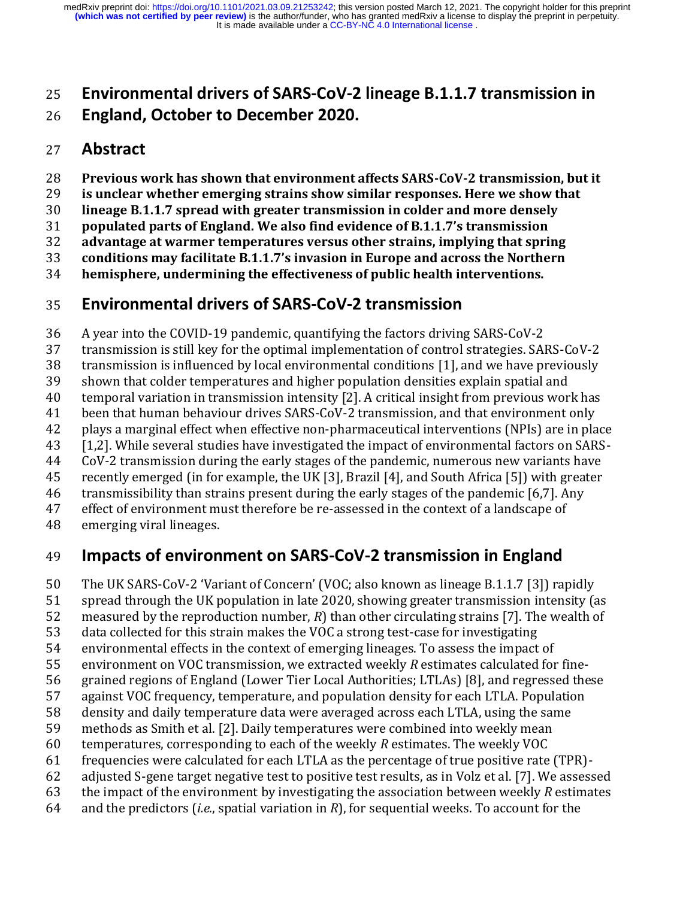# Environmental drivers of SARS-CoV-2 lineage B.1.1.7 transmission in England, October to December 2020.

## Abstract

**Previous work has shown that environment affects SARS-CoV-2 transmission, but it is unclear whether emerging strains show similar responses. Here we show that lineage B.1.1.7 spread with greater transmission in colder and more densely populated parts of England. We also find evidence of B.1.1.7's transmission advantage at warmer temperatures versus other strains, implying that spring conditions may facilitate B.1.1.7's invasion in Europe and across the Northern hemisphere, undermining the effectiveness of public health interventions.**

## Environmental drivers of SARS-CoV-2 transmission

A year into the COVID-19 pandemic, quantifying the factors driving SARS-CoV-2 transmission is still key for the optimal implementation of control strategies. SARS-CoV-2 transmission is influenced by local environmental conditions [1], and we have previously shown that colder temperatures and higher population densities explain spatial and temporal variation in transmission intensity [2]. A critical insight from previous work has been that human behaviour drives SARS-CoV-2 transmission, and that environment only plays a marginal effect when effective non-pharmaceutical interventions (NPIs) are in place [1,2]. While several studies have investigated the impact of environmental factors on SARS-CoV-2 transmission during the early stages of the pandemic, numerous new variants have recently emerged (in for example, the UK [3], Brazil [4], and South Africa [5]) with greater transmissibility than strains present during the early stages of the pandemic [6,7]. Any effect of environment must therefore be re-assessed in the context of a landscape of emerging viral lineages.

## Impacts of environment on SARS-CoV-2 transmission in England

The UK SARS-CoV-2 'Variant of Concern' (VOC; also known as lineage B.1.1.7 [3]) rapidly spread through the UK population in late 2020, showing greater transmission intensity (as measured by the reproduction number, $R$) than other circulating strains [7]. The wealth of data collected for this strain makes the VOC a strong test-case for investigating environmental effects in the context of emerging lineages. To assess the impact of environment on VOC transmission, we extracted weekly $R$ estimates calculated for fine-grained regions of England (Lower Tier Local Authorities; LTLAs) [8], and regressed these against VOC frequency, temperature, and population density for each LTLA. Population density and daily temperature data were averaged across each LTLA, using the same methods as Smith et al. [2]. Daily temperatures were combined into weekly mean temperatures, corresponding to each of the weekly $R$ estimates. The weekly VOC frequencies were calculated for each LTLA as the percentage of true positive rate (TPR)-adjusted S-gene target negative test to positive test results, as in Volz et al. [7]. We assessed the impact of the environment by investigating the association between weekly $R$ estimates and the predictors (*i.e.*, spatial variation in $R$), for sequential weeks. To account for the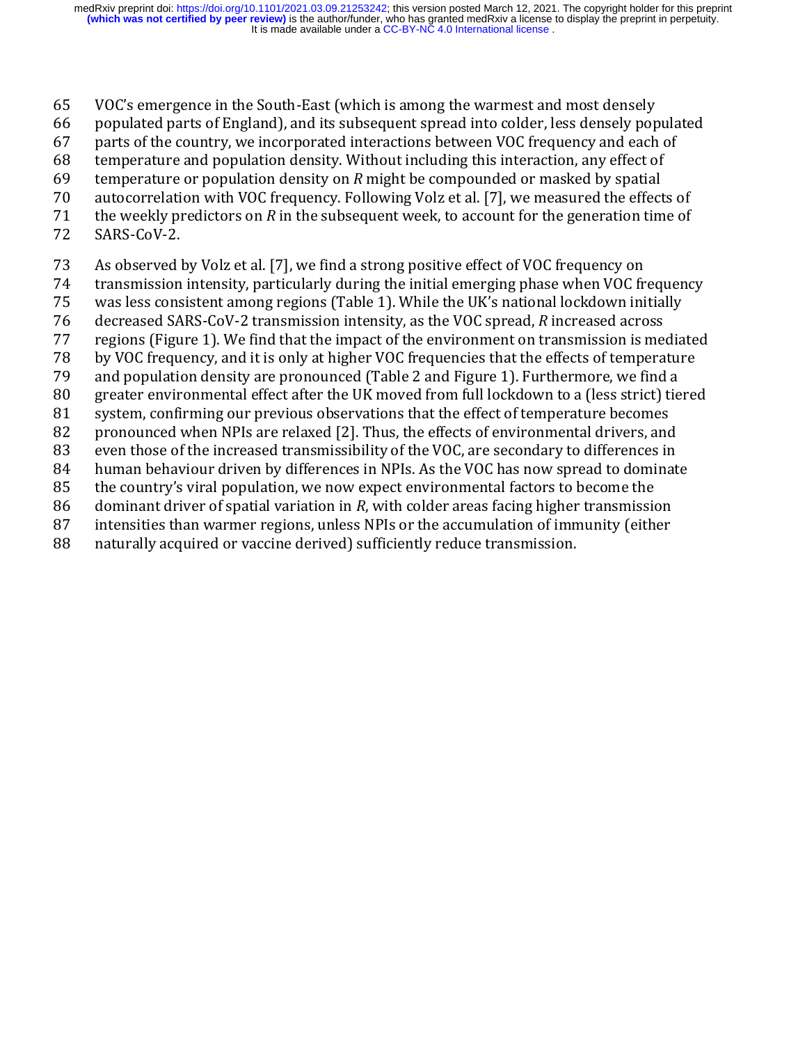VOC's emergence in the South-East (which is among the warmest and most densely populated parts of England), and its subsequent spread into colder, less densely populated parts of the country, we incorporated interactions between VOC frequency and each of temperature and population density. Without including this interaction, any effect of temperature or population density on *R* might be compounded or masked by spatial autocorrelation with VOC frequency. Following Volz et al. [7], we measured the effects of the weekly predictors on *R* in the subsequent week, to account for the generation time of SARS-CoV-2.

As observed by Volz et al. [7], we find a strong positive effect of VOC frequency on transmission intensity, particularly during the initial emerging phase when VOC frequency was less consistent among regions (Table 1). While the UK's national lockdown initially decreased SARS-CoV-2 transmission intensity, as the VOC spread, *R* increased across regions (Figure 1). We find that the impact of the environment on transmission is mediated by VOC frequency, and it is only at higher VOC frequencies that the effects of temperature and population density are pronounced (Table 2 and Figure 1). Furthermore, we find a greater environmental effect after the UK moved from full lockdown to a (less strict) tiered system, confirming our previous observations that the effect of temperature becomes pronounced when NPIs are relaxed [2]. Thus, the effects of environmental drivers, and even those of the increased transmissibility of the VOC, are secondary to differences in human behaviour driven by differences in NPIs. As the VOC has now spread to dominate the country's viral population, we now expect environmental factors to become the dominant driver of spatial variation in *R*, with colder areas facing higher transmission intensities than warmer regions, unless NPIs or the accumulation of immunity (either naturally acquired or vaccine derived) sufficiently reduce transmission.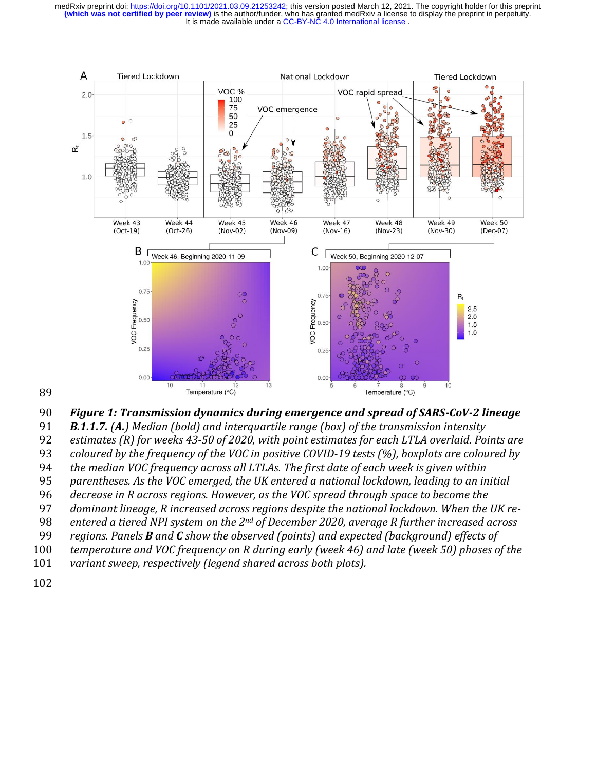***Figure 1: Transmission dynamics during emergence and spread of SARS-CoV-2 lineage B.1.1.7. (A.)** Median (bold) and interquartile range (box) of the transmission intensity estimates (R) for weeks 43-50 of 2020, with point estimates for each LTLA overlaid. Points are coloured by the frequency of the VOC in positive COVID-19 tests (%), boxplots are coloured by the median VOC frequency across all LTLAs. The first date of each week is given within parentheses. As the VOC emerged, the UK entered a national lockdown, leading to an initial decrease in R across regions. However, as the VOC spread through space to become the dominant lineage, R increased across regions despite the national lockdown. When the UK re-entered a tiered NPI system on the 2nd of December 2020, average R further increased across regions. Panels **B** and **C** show the observed (points) and expected (background) effects of temperature and VOC frequency on R during early (week 46) and late (week 50) phases of the variant sweep, respectively (legend shared across both plots).*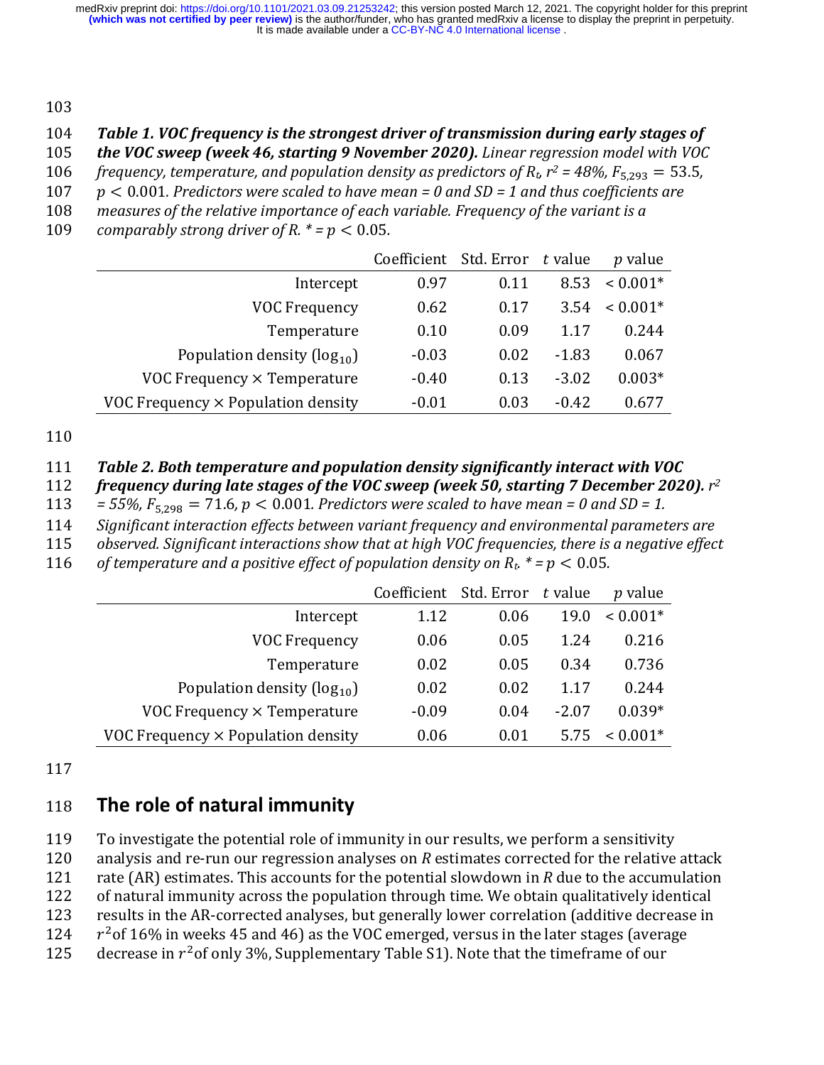***Table 1. VOC frequency is the strongest driver of transmission during early stages of the VOC sweep (week 46, starting 9 November 2020).*** *Linear regression model with VOC frequency, temperature, and population density as predictors of $R_t$, $r^2$ = 48%, $F_{5,293} = 53.5$, $p < 0.001$. Predictors were scaled to have mean = 0 and SD = 1 and thus coefficients are measures of the relative importance of each variable. Frequency of the variant is a comparably strong driver of R. * = $p < 0.05$.*

| | Coefficient | Std. Error | $t$ value | $p$ value |
|---|---|---|---|---|
| Intercept | 0.97 | 0.11 | 8.53 | < 0.001* |
| VOC Frequency | 0.62 | 0.17 | 3.54 | < 0.001* |
| Temperature | 0.10 | 0.09 | 1.17 | 0.244 |
| Population density ($\log_{10}$) | -0.03 | 0.02 | -1.83 | 0.067 |
| VOC Frequency × Temperature | -0.40 | 0.13 | -3.02 | 0.003* |
| VOC Frequency × Population density | -0.01 | 0.03 | -0.42 | 0.677 |

***Table 2. Both temperature and population density significantly interact with VOC frequency during late stages of the VOC sweep (week 50, starting 7 December 2020).*** *$r^2$ = 55%, $F_{5,298} = 71.6$, $p < 0.001$. Predictors were scaled to have mean = 0 and SD = 1. Significant interaction effects between variant frequency and environmental parameters are observed. Significant interactions show that at high VOC frequencies, there is a negative effect of temperature and a positive effect of population density on $R_t$. * = $p < 0.05$.*

| | Coefficient | Std. Error | $t$ value | $p$ value |
|---|---|---|---|---|
| Intercept | 1.12 | 0.06 | 19.0 | < 0.001* |
| VOC Frequency | 0.06 | 0.05 | 1.24 | 0.216 |
| Temperature | 0.02 | 0.05 | 0.34 | 0.736 |
| Population density ($\log_{10}$) | 0.02 | 0.02 | 1.17 | 0.244 |
| VOC Frequency × Temperature | -0.09 | 0.04 | -2.07 | 0.039* |
| VOC Frequency × Population density | 0.06 | 0.01 | 5.75 | < 0.001* |

## The role of natural immunity

To investigate the potential role of immunity in our results, we perform a sensitivity analysis and re-run our regression analyses on $R$ estimates corrected for the relative attack rate (AR) estimates. This accounts for the potential slowdown in $R$ due to the accumulation of natural immunity across the population through time. We obtain qualitatively identical results in the AR-corrected analyses, but generally lower correlation (additive decrease in $r^2$ of 16% in weeks 45 and 46) as the VOC emerged, versus in the later stages (average decrease in $r^2$ of only 3%, Supplementary Table S1). Note that the timeframe of our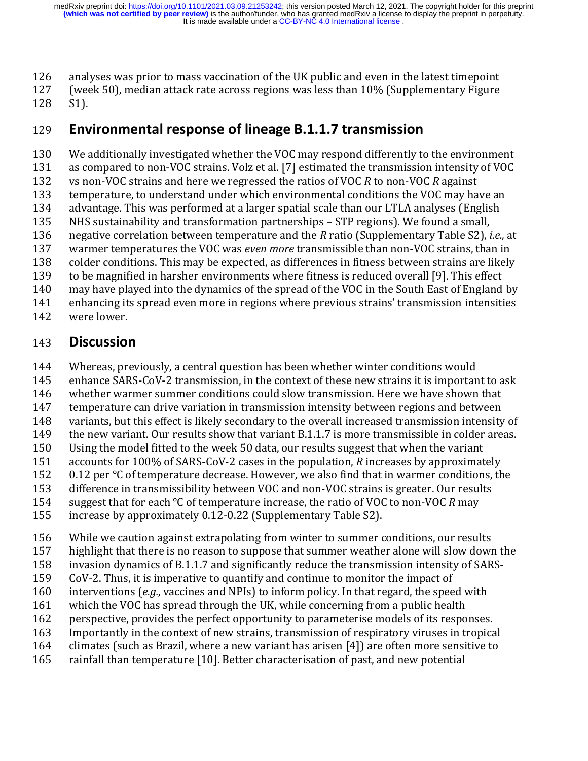analyses was prior to mass vaccination of the UK public and even in the latest timepoint (week 50), median attack rate across regions was less than 10% (Supplementary Figure S1).

## Environmental response of lineage B.1.1.7 transmission

We additionally investigated whether the VOC may respond differently to the environment as compared to non-VOC strains. Volz et al. [7] estimated the transmission intensity of VOC vs non-VOC strains and here we regressed the ratios of VOC $R$ to non-VOC $R$ against temperature, to understand under which environmental conditions the VOC may have an advantage. This was performed at a larger spatial scale than our LTLA analyses (English NHS sustainability and transformation partnerships – STP regions). We found a small, negative correlation between temperature and the $R$ ratio (Supplementary Table S2), *i.e.,* at warmer temperatures the VOC was *even more* transmissible than non-VOC strains, than in colder conditions. This may be expected, as differences in fitness between strains are likely to be magnified in harsher environments where fitness is reduced overall [9]. This effect may have played into the dynamics of the spread of the VOC in the South East of England by enhancing its spread even more in regions where previous strains' transmission intensities were lower.

## Discussion

Whereas, previously, a central question has been whether winter conditions would enhance SARS-CoV-2 transmission, in the context of these new strains it is important to ask whether warmer summer conditions could slow transmission. Here we have shown that temperature can drive variation in transmission intensity between regions and between variants, but this effect is likely secondary to the overall increased transmission intensity of the new variant. Our results show that variant B.1.1.7 is more transmissible in colder areas. Using the model fitted to the week 50 data, our results suggest that when the variant accounts for 100% of SARS-CoV-2 cases in the population, $R$ increases by approximately 0.12 per °C of temperature decrease. However, we also find that in warmer conditions, the difference in transmissibility between VOC and non-VOC strains is greater. Our results suggest that for each °C of temperature increase, the ratio of VOC to non-VOC $R$ may increase by approximately 0.12-0.22 (Supplementary Table S2).

While we caution against extrapolating from winter to summer conditions, our results highlight that there is no reason to suppose that summer weather alone will slow down the invasion dynamics of B.1.1.7 and significantly reduce the transmission intensity of SARS-CoV-2. Thus, it is imperative to quantify and continue to monitor the impact of interventions (*e.g.*, vaccines and NPIs) to inform policy. In that regard, the speed with which the VOC has spread through the UK, while concerning from a public health perspective, provides the perfect opportunity to parameterise models of its responses. Importantly in the context of new strains, transmission of respiratory viruses in tropical climates (such as Brazil, where a new variant has arisen [4]) are often more sensitive to rainfall than temperature [10]. Better characterisation of past, and new potential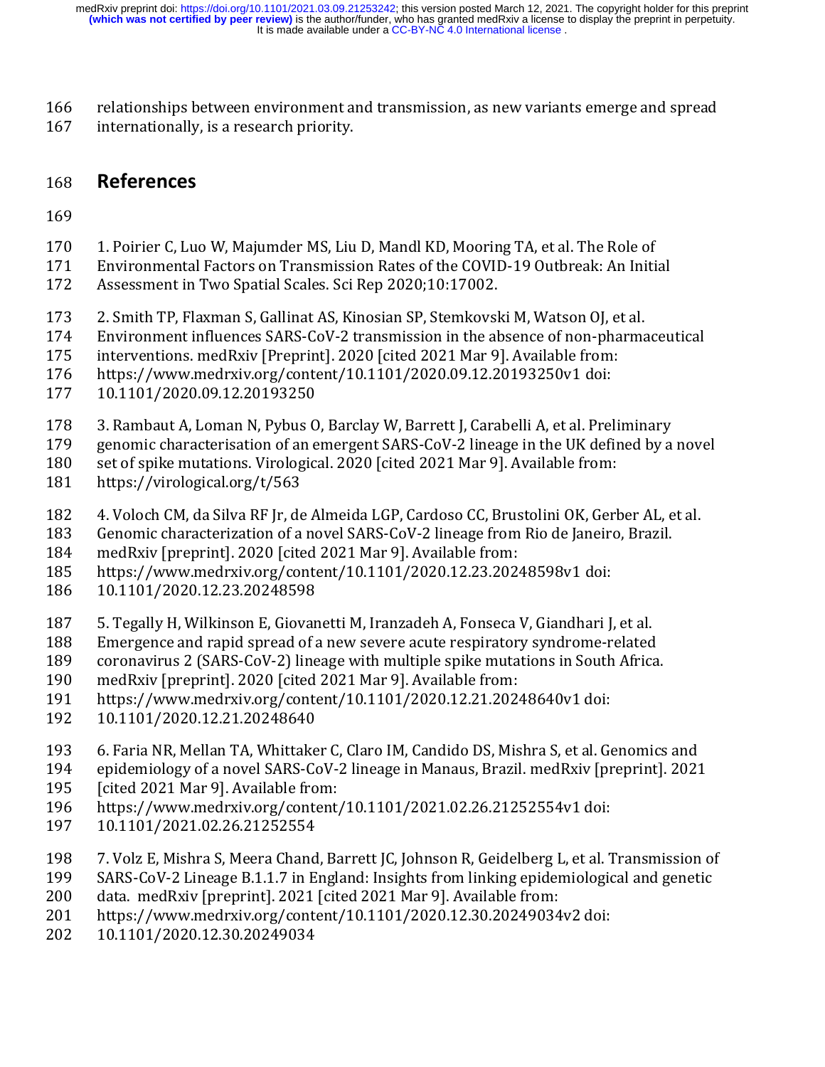relationships between environment and transmission, as new variants emerge and spread internationally, is a research priority.

## References

1. Poirier C, Luo W, Majumder MS, Liu D, Mandl KD, Mooring TA, et al. The Role of Environmental Factors on Transmission Rates of the COVID-19 Outbreak: An Initial Assessment in Two Spatial Scales. Sci Rep 2020;10:17002.

2. Smith TP, Flaxman S, Gallinat AS, Kinosian SP, Stemkovski M, Watson OJ, et al. Environment influences SARS-CoV-2 transmission in the absence of non-pharmaceutical interventions. medRxiv [Preprint]. 2020 [cited 2021 Mar 9]. Available from: https://www.medrxiv.org/content/10.1101/2020.09.12.20193250v1 doi: 10.1101/2020.09.12.20193250

3. Rambaut A, Loman N, Pybus O, Barclay W, Barrett J, Carabelli A, et al. Preliminary genomic characterisation of an emergent SARS-CoV-2 lineage in the UK defined by a novel set of spike mutations. Virological. 2020 [cited 2021 Mar 9]. Available from: https://virological.org/t/563

4. Voloch CM, da Silva RF Jr, de Almeida LGP, Cardoso CC, Brustolini OK, Gerber AL, et al. Genomic characterization of a novel SARS-CoV-2 lineage from Rio de Janeiro, Brazil. medRxiv [preprint]. 2020 [cited 2021 Mar 9]. Available from: https://www.medrxiv.org/content/10.1101/2020.12.23.20248598v1 doi: 10.1101/2020.12.23.20248598

5. Tegally H, Wilkinson E, Giovanetti M, Iranzadeh A, Fonseca V, Giandhari J, et al. Emergence and rapid spread of a new severe acute respiratory syndrome-related coronavirus 2 (SARS-CoV-2) lineage with multiple spike mutations in South Africa. medRxiv [preprint]. 2020 [cited 2021 Mar 9]. Available from: https://www.medrxiv.org/content/10.1101/2020.12.21.20248640v1 doi: 10.1101/2020.12.21.20248640

6. Faria NR, Mellan TA, Whittaker C, Claro IM, Candido DS, Mishra S, et al. Genomics and epidemiology of a novel SARS-CoV-2 lineage in Manaus, Brazil. medRxiv [preprint]. 2021 [cited 2021 Mar 9]. Available from: https://www.medrxiv.org/content/10.1101/2021.02.26.21252554v1 doi: 10.1101/2021.02.26.21252554

7. Volz E, Mishra S, Meera Chand, Barrett JC, Johnson R, Geidelberg L, et al. Transmission of SARS-CoV-2 Lineage B.1.1.7 in England: Insights from linking epidemiological and genetic data. medRxiv [preprint]. 2021 [cited 2021 Mar 9]. Available from: https://www.medrxiv.org/content/10.1101/2020.12.30.20249034v2 doi: 10.1101/2020.12.30.20249034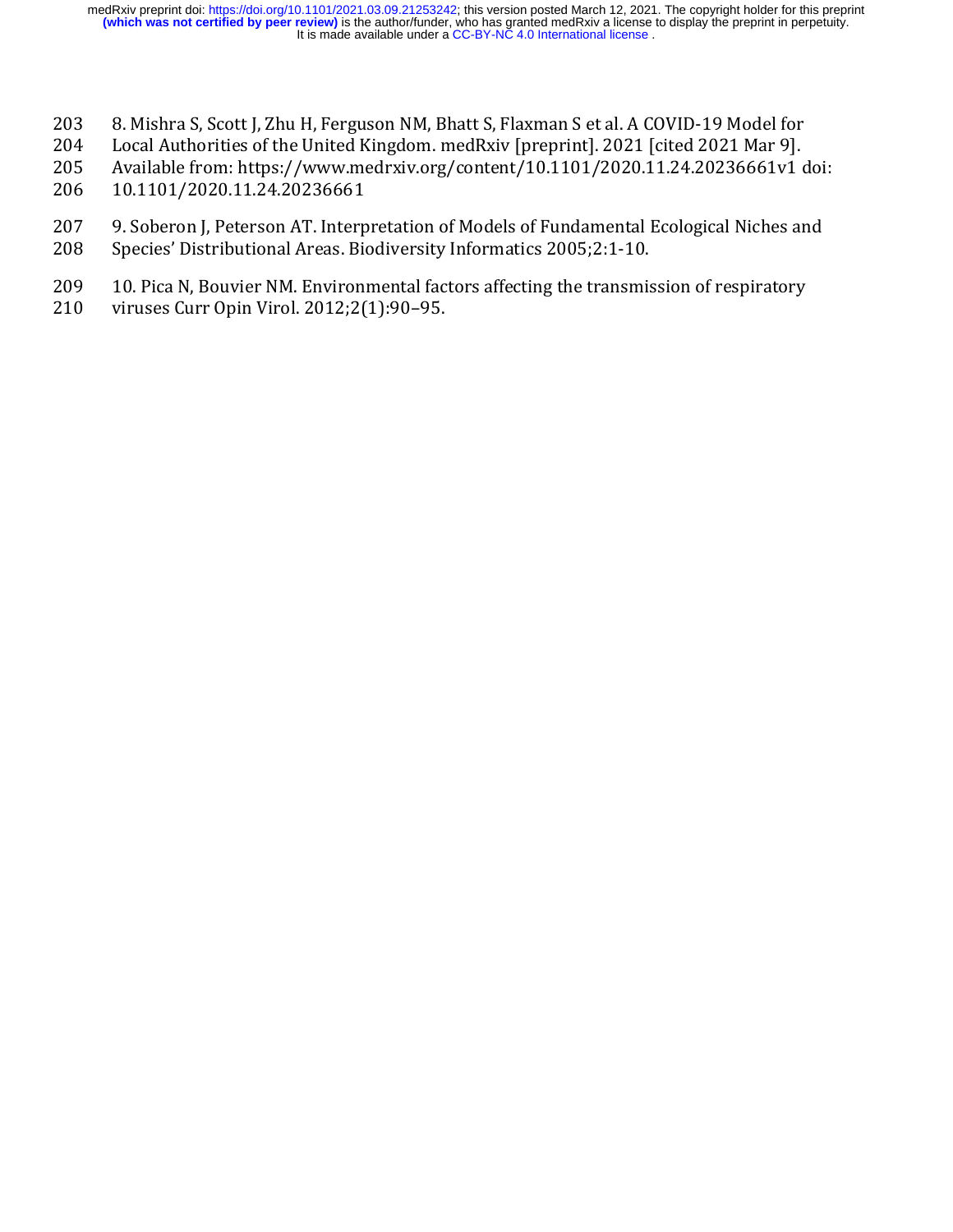8. Mishra S, Scott J, Zhu H, Ferguson NM, Bhatt S, Flaxman S et al. A COVID-19 Model for Local Authorities of the United Kingdom. medRxiv [preprint]. 2021 [cited 2021 Mar 9]. Available from: https://www.medrxiv.org/content/10.1101/2020.11.24.20236661v1 doi: 10.1101/2020.11.24.20236661

9. Soberon J, Peterson AT. Interpretation of Models of Fundamental Ecological Niches and Species' Distributional Areas. Biodiversity Informatics 2005;2:1-10.

10. Pica N, Bouvier NM. Environmental factors affecting the transmission of respiratory viruses Curr Opin Virol. 2012;2(1):90–95.